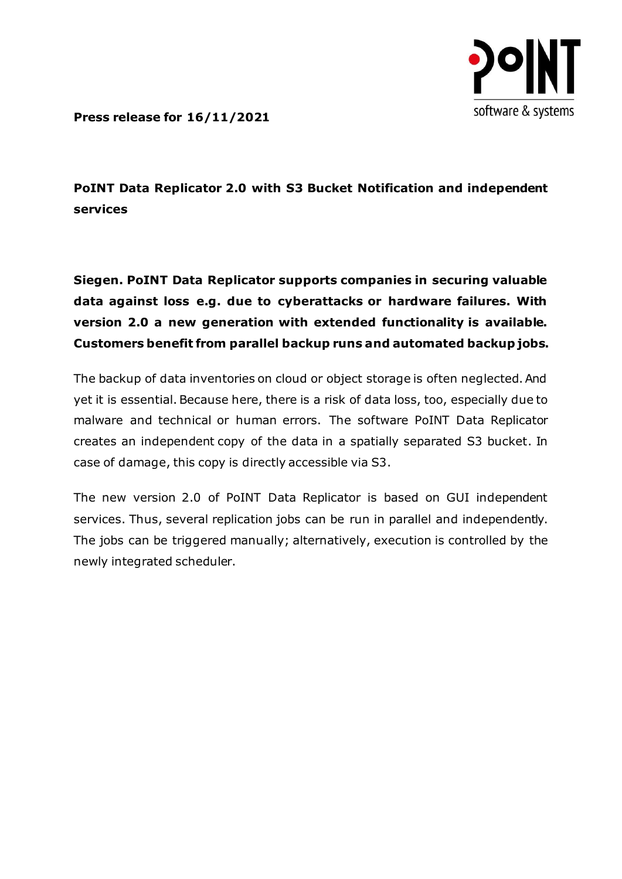**Press release for 16/11/2021**

## PoINT Data Replicator 2.0 with S3 Bucket Notification and independent services

**Siegen. PoINT Data Replicator supports companies in securing valuable data against loss e.g. due to cyberattacks or hardware failures. With version 2.0 a new generation with extended functionality is available. Customers benefit from parallel backup runs and automated backup jobs.**

The backup of data inventories on cloud or object storage is often neglected. And yet it is essential. Because here, there is a risk of data loss, too, especially due to malware and technical or human errors. The software PoINT Data Replicator creates an independent copy of the data in a spatially separated S3 bucket. In case of damage, this copy is directly accessible via S3.

The new version 2.0 of PoINT Data Replicator is based on GUI independent services. Thus, several replication jobs can be run in parallel and independently. The jobs can be triggered manually; alternatively, execution is controlled by the newly integrated scheduler.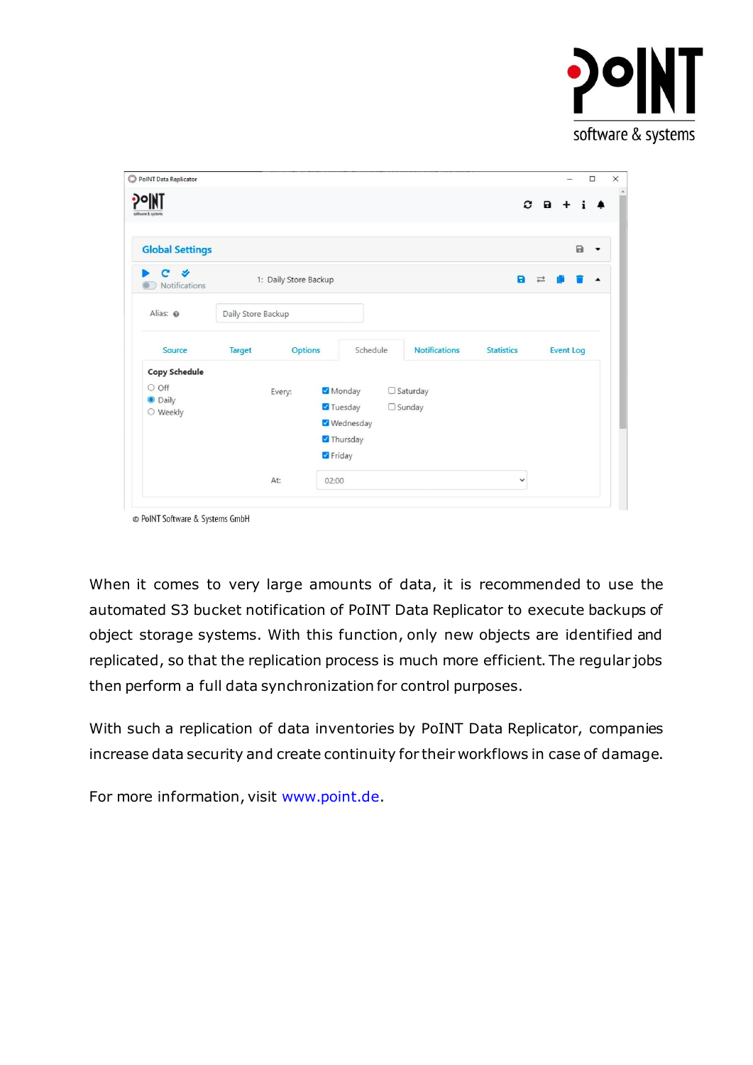© PoINT Software & Systems GmbH

When it comes to very large amounts of data, it is recommended to use the automated S3 bucket notification of PoINT Data Replicator to execute backups of object storage systems. With this function, only new objects are identified and replicated, so that the replication process is much more efficient. The regular jobs then perform a full data synchronization for control purposes.

With such a replication of data inventories by PoINT Data Replicator, companies increase data security and create continuity for their workflows in case of damage.

For more information, visit www.point.de.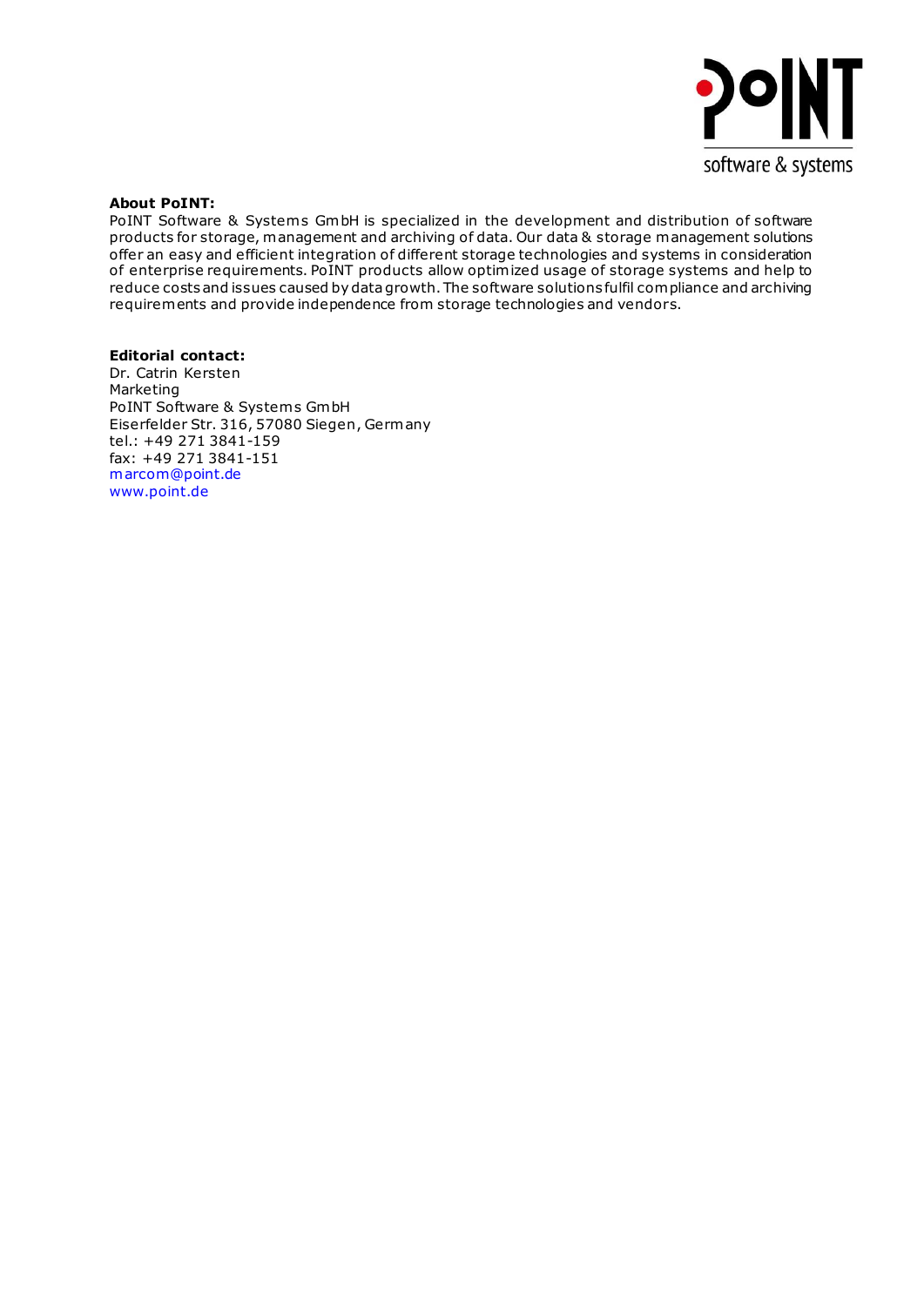**About PoINT:**
PoINT Software & Systems GmbH is specialized in the development and distribution of software products for storage, management and archiving of data. Our data & storage management solutions offer an easy and efficient integration of different storage technologies and systems in consideration of enterprise requirements. PoINT products allow optimized usage of storage systems and help to reduce costs and issues caused by data growth. The software solutions fulfil compliance and archiving requirements and provide independence from storage technologies and vendors.

**Editorial contact:**
Dr. Catrin Kersten
Marketing
PoINT Software & Systems GmbH
Eiserfelder Str. 316, 57080 Siegen, Germany
tel.: +49 271 3841-159
fax: +49 271 3841-151
marcom@point.de
www.point.de